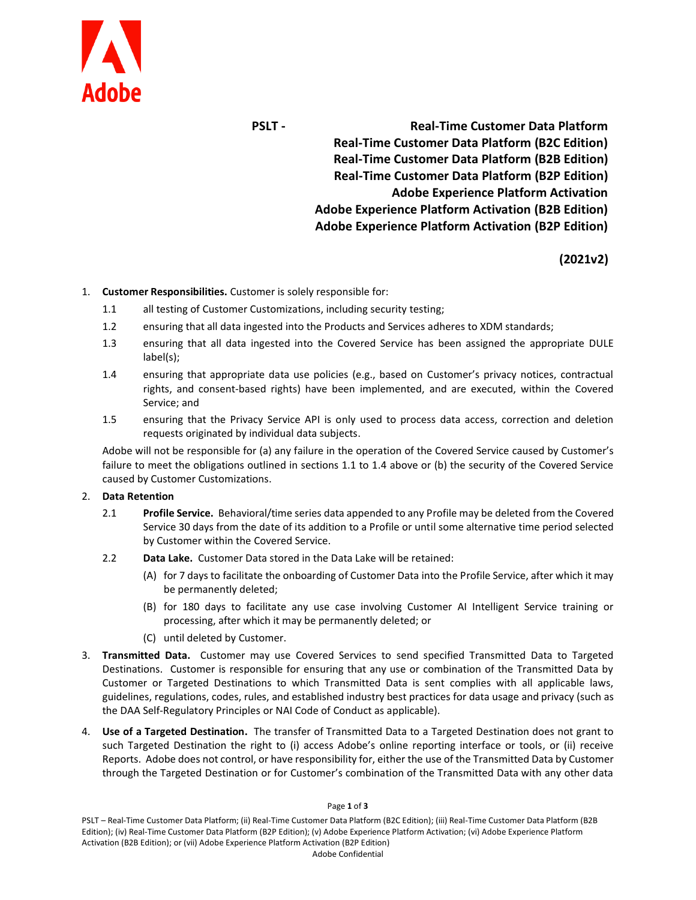# PSLT - Real-Time Customer Data Platform
# Real-Time Customer Data Platform (B2C Edition)
# Real-Time Customer Data Platform (B2B Edition)
# Real-Time Customer Data Platform (B2P Edition)
# Adobe Experience Platform Activation
# Adobe Experience Platform Activation (B2B Edition)
# Adobe Experience Platform Activation (B2P Edition)

**(2021v2)**

1. **Customer Responsibilities.** Customer is solely responsible for:

   1.1 all testing of Customer Customizations, including security testing;

   1.2 ensuring that all data ingested into the Products and Services adheres to XDM standards;

   1.3 ensuring that all data ingested into the Covered Service has been assigned the appropriate DULE label(s);

   1.4 ensuring that appropriate data use policies (e.g., based on Customer's privacy notices, contractual rights, and consent-based rights) have been implemented, and are executed, within the Covered Service; and

   1.5 ensuring that the Privacy Service API is only used to process data access, correction and deletion requests originated by individual data subjects.

   Adobe will not be responsible for (a) any failure in the operation of the Covered Service caused by Customer's failure to meet the obligations outlined in sections 1.1 to 1.4 above or (b) the security of the Covered Service caused by Customer Customizations.

2. **Data Retention**

   2.1 **Profile Service.** Behavioral/time series data appended to any Profile may be deleted from the Covered Service 30 days from the date of its addition to a Profile or until some alternative time period selected by Customer within the Covered Service.

   2.2 **Data Lake.** Customer Data stored in the Data Lake will be retained:

   (A) for 7 days to facilitate the onboarding of Customer Data into the Profile Service, after which it may be permanently deleted;

   (B) for 180 days to facilitate any use case involving Customer AI Intelligent Service training or processing, after which it may be permanently deleted; or

   (C) until deleted by Customer.

3. **Transmitted Data.** Customer may use Covered Services to send specified Transmitted Data to Targeted Destinations. Customer is responsible for ensuring that any use or combination of the Transmitted Data by Customer or Targeted Destinations to which Transmitted Data is sent complies with all applicable laws, guidelines, regulations, codes, rules, and established industry best practices for data usage and privacy (such as the DAA Self-Regulatory Principles or NAI Code of Conduct as applicable).

4. **Use of a Targeted Destination.** The transfer of Transmitted Data to a Targeted Destination does not grant to such Targeted Destination the right to (i) access Adobe's online reporting interface or tools, or (ii) receive Reports. Adobe does not control, or have responsibility for, either the use of the Transmitted Data by Customer through the Targeted Destination or for Customer's combination of the Transmitted Data with any other data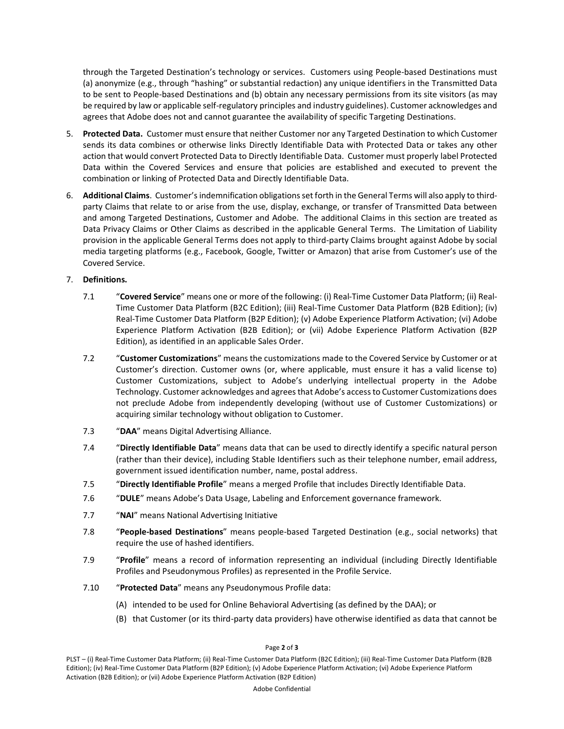through the Targeted Destination's technology or services. Customers using People-based Destinations must (a) anonymize (e.g., through "hashing" or substantial redaction) any unique identifiers in the Transmitted Data to be sent to People-based Destinations and (b) obtain any necessary permissions from its site visitors (as may be required by law or applicable self-regulatory principles and industry guidelines). Customer acknowledges and agrees that Adobe does not and cannot guarantee the availability of specific Targeting Destinations.

5. **Protected Data.** Customer must ensure that neither Customer nor any Targeted Destination to which Customer sends its data combines or otherwise links Directly Identifiable Data with Protected Data or takes any other action that would convert Protected Data to Directly Identifiable Data. Customer must properly label Protected Data within the Covered Services and ensure that policies are established and executed to prevent the combination or linking of Protected Data and Directly Identifiable Data.

6. **Additional Claims**. Customer's indemnification obligations set forth in the General Terms will also apply to third-party Claims that relate to or arise from the use, display, exchange, or transfer of Transmitted Data between and among Targeted Destinations, Customer and Adobe. The additional Claims in this section are treated as Data Privacy Claims or Other Claims as described in the applicable General Terms. The Limitation of Liability provision in the applicable General Terms does not apply to third-party Claims brought against Adobe by social media targeting platforms (e.g., Facebook, Google, Twitter or Amazon) that arise from Customer's use of the Covered Service.

7. **Definitions.**

   7.1 "**Covered Service**" means one or more of the following: (i) Real-Time Customer Data Platform; (ii) Real-Time Customer Data Platform (B2C Edition); (iii) Real-Time Customer Data Platform (B2B Edition); (iv) Real-Time Customer Data Platform (B2P Edition); (v) Adobe Experience Platform Activation; (vi) Adobe Experience Platform Activation (B2B Edition); or (vii) Adobe Experience Platform Activation (B2P Edition), as identified in an applicable Sales Order.

   7.2 "**Customer Customizations**" means the customizations made to the Covered Service by Customer or at Customer's direction. Customer owns (or, where applicable, must ensure it has a valid license to) Customer Customizations, subject to Adobe's underlying intellectual property in the Adobe Technology. Customer acknowledges and agrees that Adobe's access to Customer Customizations does not preclude Adobe from independently developing (without use of Customer Customizations) or acquiring similar technology without obligation to Customer.

   7.3 "**DAA**" means Digital Advertising Alliance.

   7.4 "**Directly Identifiable Data**" means data that can be used to directly identify a specific natural person (rather than their device), including Stable Identifiers such as their telephone number, email address, government issued identification number, name, postal address.

   7.5 "**Directly Identifiable Profile**" means a merged Profile that includes Directly Identifiable Data.

   7.6 "**DULE**" means Adobe's Data Usage, Labeling and Enforcement governance framework.

   7.7 "**NAI**" means National Advertising Initiative

   7.8 "**People-based Destinations**" means people-based Targeted Destination (e.g., social networks) that require the use of hashed identifiers.

   7.9 "**Profile**" means a record of information representing an individual (including Directly Identifiable Profiles and Pseudonymous Profiles) as represented in the Profile Service.

   7.10 "**Protected Data**" means any Pseudonymous Profile data:

   (A) intended to be used for Online Behavioral Advertising (as defined by the DAA); or

   (B) that Customer (or its third-party data providers) have otherwise identified as data that cannot be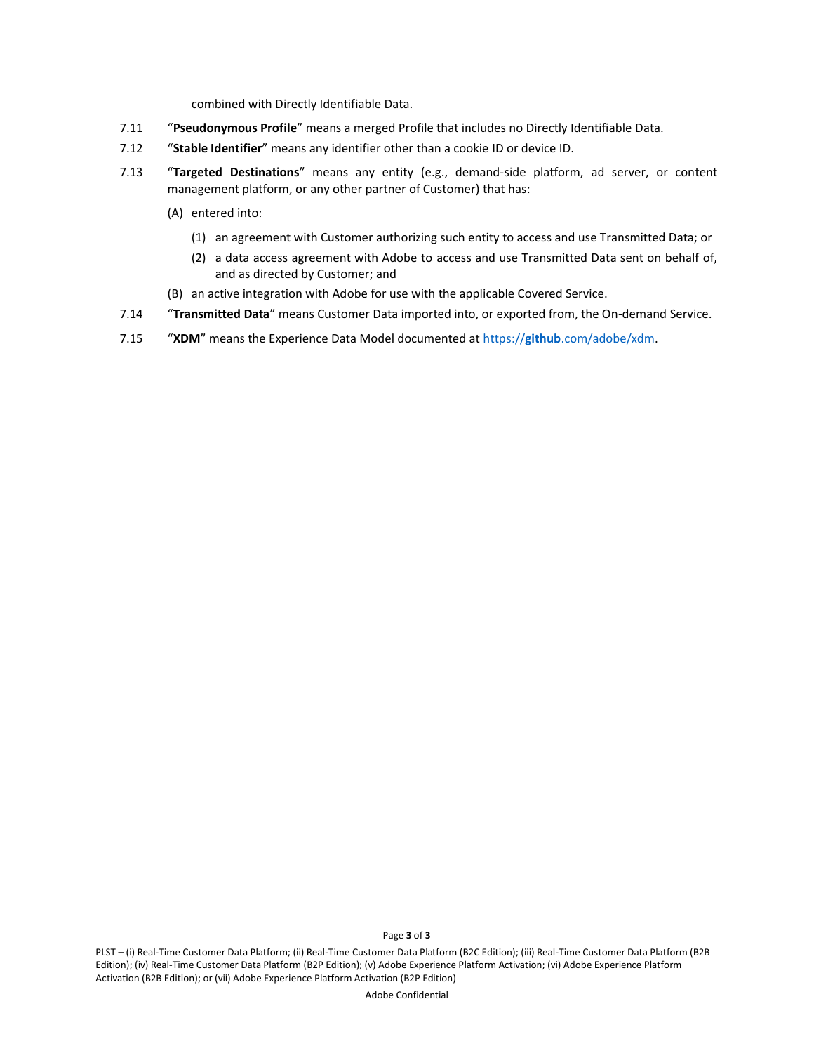combined with Directly Identifiable Data.

7.11 "**Pseudonymous Profile**" means a merged Profile that includes no Directly Identifiable Data.

7.12 "**Stable Identifier**" means any identifier other than a cookie ID or device ID.

7.13 "**Targeted Destinations**" means any entity (e.g., demand-side platform, ad server, or content management platform, or any other partner of Customer) that has:

(A) entered into:

(1) an agreement with Customer authorizing such entity to access and use Transmitted Data; or

(2) a data access agreement with Adobe to access and use Transmitted Data sent on behalf of, and as directed by Customer; and

(B) an active integration with Adobe for use with the applicable Covered Service.

7.14 "**Transmitted Data**" means Customer Data imported into, or exported from, the On-demand Service.

7.15 "**XDM**" means the Experience Data Model documented at [https://**github**.com/adobe/xdm](https://github.com/adobe/xdm).